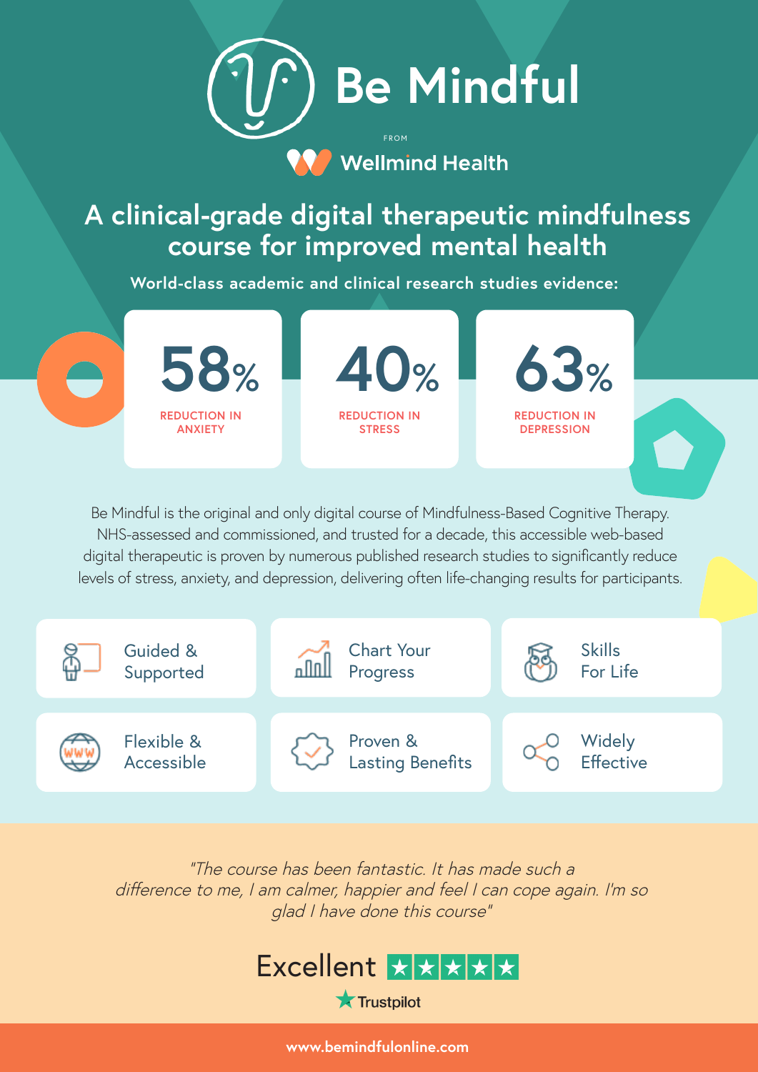# Be Mindful

FROM

Wellmind Health

## A clinical-grade digital therapeutic mindfulness course for improved mental health

**World-class academic and clinical research studies evidence:**

**58%**
REDUCTION IN ANXIETY

**40%**
REDUCTION IN STRESS

**63%**
REDUCTION IN DEPRESSION

Be Mindful is the original and only digital course of Mindfulness-Based Cognitive Therapy. NHS-assessed and commissioned, and trusted for a decade, this accessible web-based digital therapeutic is proven by numerous published research studies to significantly reduce levels of stress, anxiety, and depression, delivering often life-changing results for participants.

- Guided & Supported
- Chart Your Progress
- Skills For Life
- Flexible & Accessible
- Proven & Lasting Benefits
- Widely Effective

*"The course has been fantastic. It has made such a difference to me, I am calmer, happier and feel I can cope again. I'm so glad I have done this course"*

Excellent ★★★★★

Trustpilot

www.bemindfulonline.com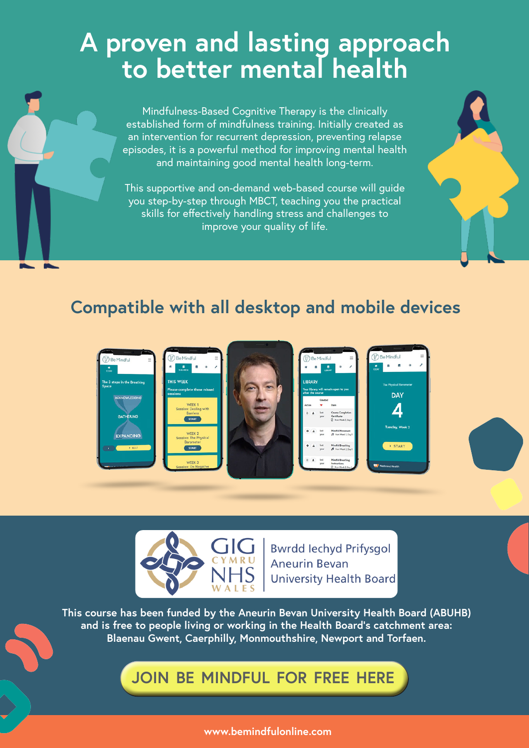# A proven and lasting approach to better mental health

Mindfulness-Based Cognitive Therapy is the clinically established form of mindfulness training. Initially created as an intervention for recurrent depression, preventing relapse episodes, it is a powerful method for improving mental health and maintaining good mental health long-term.

This supportive and on-demand web-based course will guide you step-by-step through MBCT, teaching you the practical skills for effectively handling stress and challenges to improve your quality of life.

## Compatible with all desktop and mobile devices

GIG CYMRU NHS WALES | Bwrdd Iechyd Prifysgol Aneurin Bevan University Health Board

**This course has been funded by the Aneurin Bevan University Health Board (ABUHB) and is free to people living or working in the Health Board's catchment area: Blaenau Gwent, Caerphilly, Monmouthshire, Newport and Torfaen.**

**JOIN BE MINDFUL FOR FREE HERE**

www.bemindfulonline.com